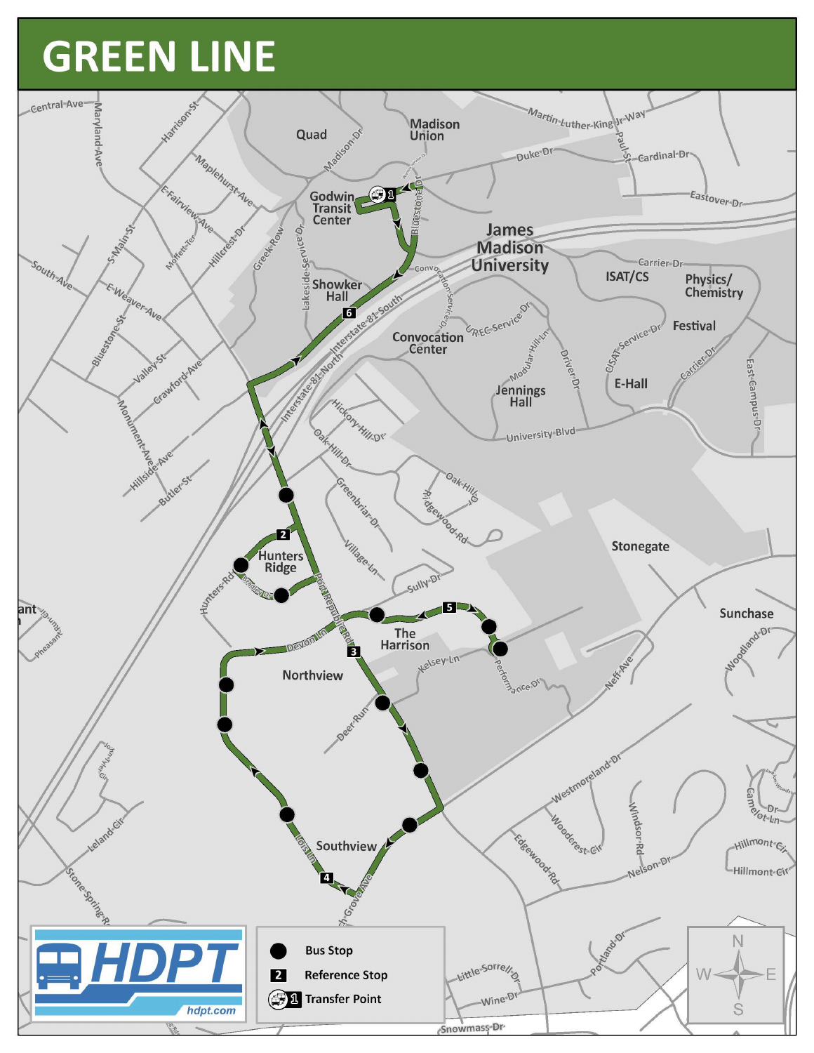# GREEN LINE

- ● Bus Stop
- 2 Reference Stop
- 1 Transfer Point

HDPT
hdpt.com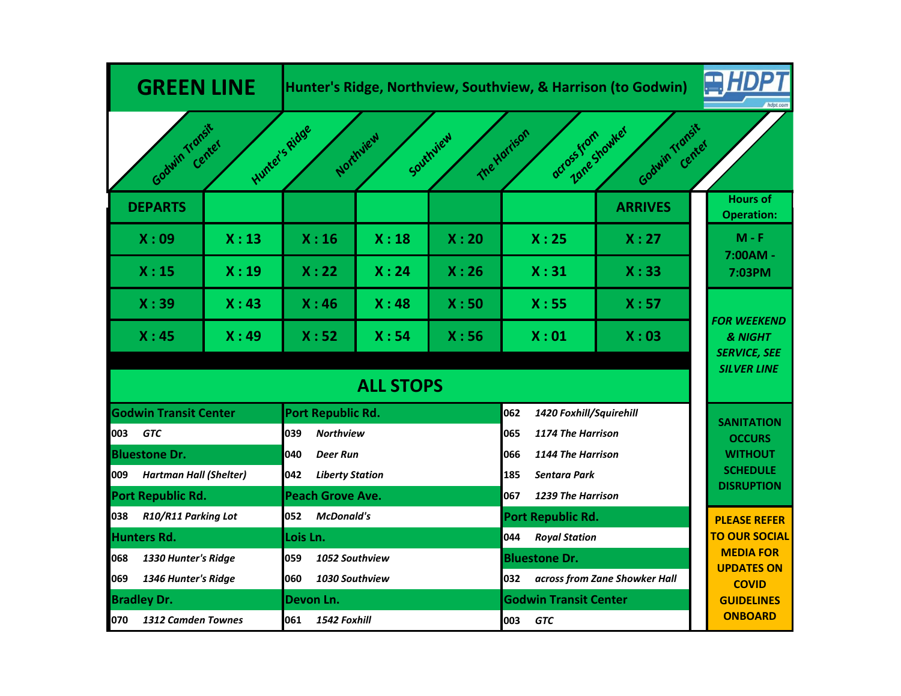# GREEN LINE

## Hunter's Ridge, Northview, Southview, & Harrison (to Godwin)

HDPT
hdpt.com

| Godwin Transit Center | Hunter's Ridge | Northview | Southview | The Harrison | across from Zane Showker | Godwin Transit Center |
|---|---|---|---|---|---|---|
| DEPARTS | | | | | | ARRIVES |
| X : 09 | X : 13 | X : 16 | X : 18 | X : 20 | X : 25 | X : 27 |
| X : 15 | X : 19 | X : 22 | X : 24 | X : 26 | X : 31 | X : 33 |
| X : 39 | X : 43 | X : 46 | X : 48 | X : 50 | X : 55 | X : 57 |
| X : 45 | X : 49 | X : 52 | X : 54 | X : 56 | X : 01 | X : 03 |

**Hours of Operation:**

**M - F 7:00AM - 7:03PM**

***FOR WEEKEND & NIGHT SERVICE, SEE SILVER LINE***

**SANITATION OCCURS WITHOUT SCHEDULE DISRUPTION**

**PLEASE REFER TO OUR SOCIAL MEDIA FOR UPDATES ON COVID GUIDELINES ONBOARD**

## ALL STOPS

**Godwin Transit Center**
- 003 *GTC*

**Bluestone Dr.**
- 009 *Hartman Hall (Shelter)*

**Port Republic Rd.**
- 038 *R10/R11 Parking Lot*

**Hunters Rd.**
- 068 *1330 Hunter's Ridge*
- 069 *1346 Hunter's Ridge*

**Bradley Dr.**
- 070 *1312 Camden Townes*

**Port Republic Rd.**
- 039 *Northview*
- 040 *Deer Run*
- 042 *Liberty Station*

**Peach Grove Ave.**
- 052 *McDonald's*

**Lois Ln.**
- 059 *1052 Southview*
- 060 *1030 Southview*

**Devon Ln.**
- 061 *1542 Foxhill*
- 062 *1420 Foxhill/Squirehill*
- 065 *1174 The Harrison*
- 066 *1144 The Harrison*
- 185 *Sentara Park*
- 067 *1239 The Harrison*

**Port Republic Rd.**
- 044 *Royal Station*

**Bluestone Dr.**
- 032 *across from Zane Showker Hall*

**Godwin Transit Center**
- 003 *GTC*